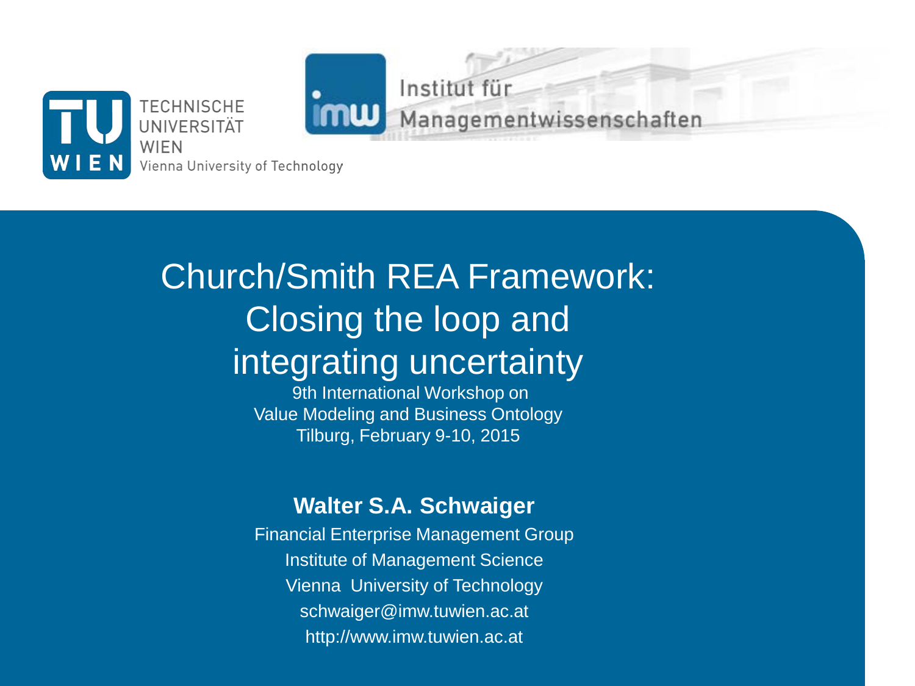TECHNISCHE UNIVERSITÄT WIEN
Vienna University of Technology

Institut für Managementwissenschaften

# Church/Smith REA Framework: Closing the loop and integrating uncertainty

9th International Workshop on
Value Modeling and Business Ontology
Tilburg, February 9-10, 2015

**Walter S.A. Schwaiger**

Financial Enterprise Management Group
Institute of Management Science
Vienna University of Technology
schwaiger@imw.tuwien.ac.at
http://www.imw.tuwien.ac.at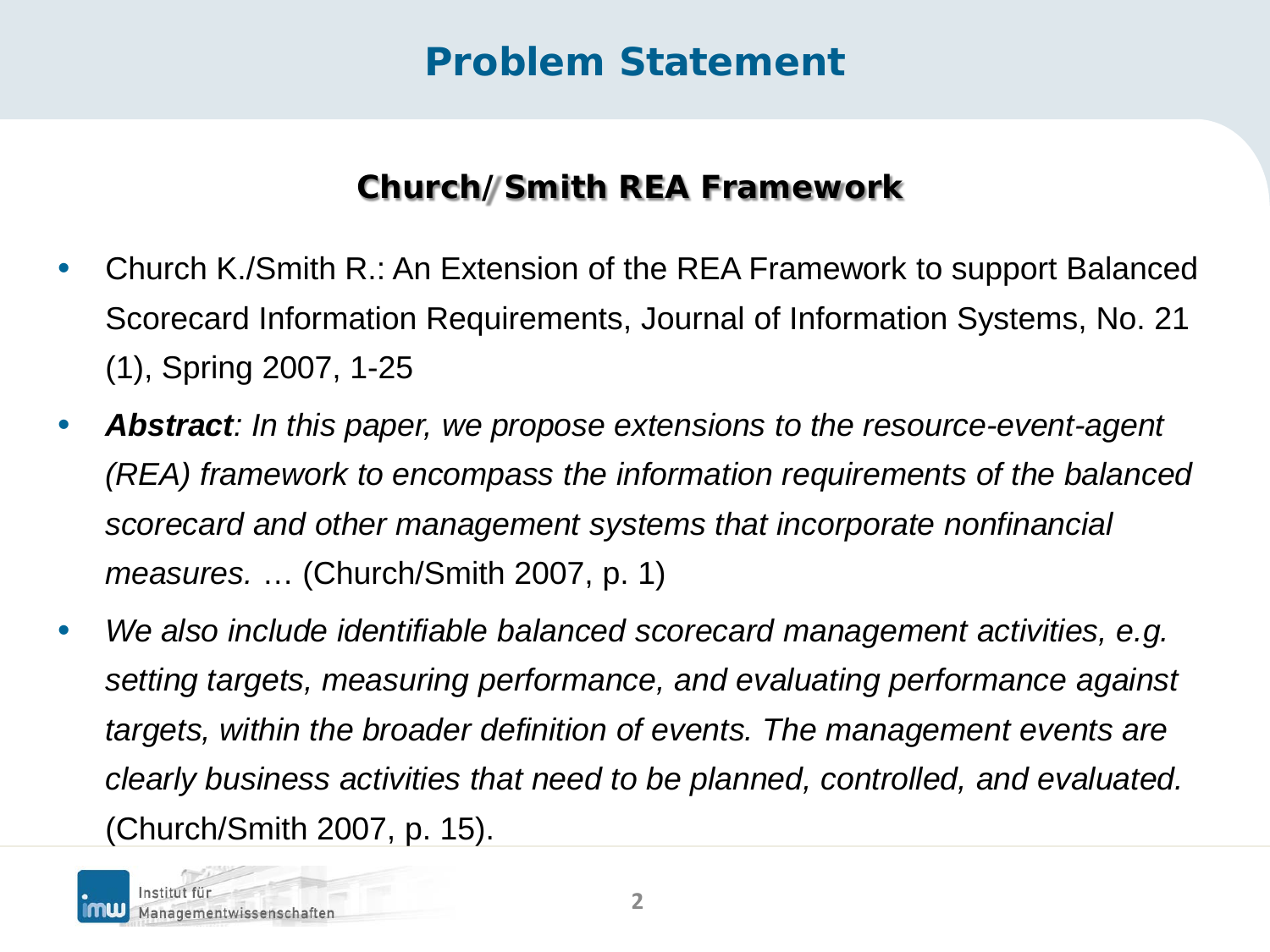# Problem Statement

## Church/ Smith REA Framework

- Church K./Smith R.: An Extension of the REA Framework to support Balanced Scorecard Information Requirements, Journal of Information Systems, No. 21 (1), Spring 2007, 1-25
- ***Abstract**: In this paper, we propose extensions to the resource-event-agent (REA) framework to encompass the information requirements of the balanced scorecard and other management systems that incorporate nonfinancial measures.* … (Church/Smith 2007, p. 1)
- *We also include identifiable balanced scorecard management activities, e.g. setting targets, measuring performance, and evaluating performance against targets, within the broader definition of events. The management events are clearly business activities that need to be planned, controlled, and evaluated.* (Church/Smith 2007, p. 15).

Institut für Managementwissenschaften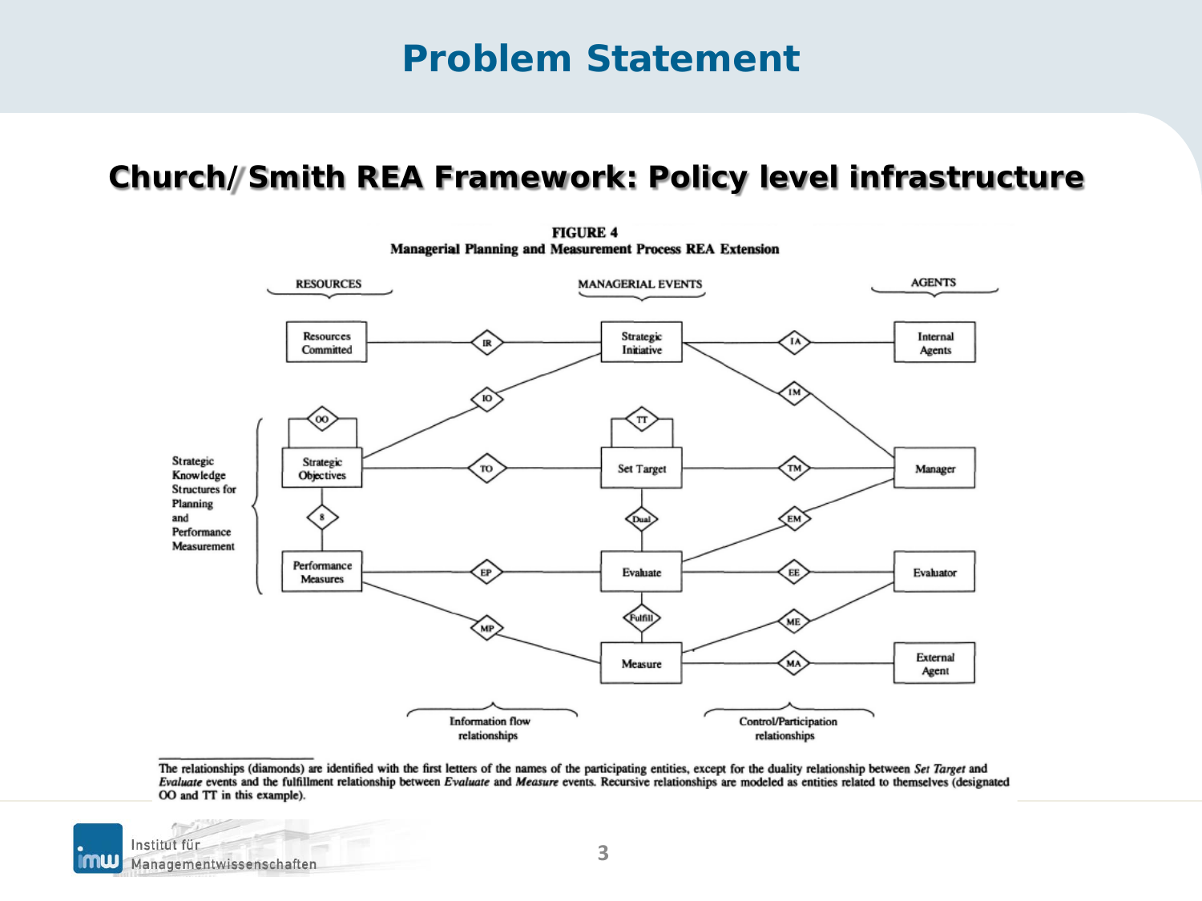# Problem Statement

## Church/Smith REA Framework: Policy level infrastructure

**FIGURE 4**
**Managerial Planning and Measurement Process REA Extension**

RESOURCES | MANAGERIAL EVENTS | AGENTS

Resources Committed — IR — Strategic Initiative — IA — Internal Agents

IO — IM

Strategic Knowledge Structures for Planning and Performance Measurement

OO — Strategic Objectives — TO — Set Target (TT) — TM — Manager

S — Dual — EM

Performance Measures — EP — Evaluate — EE — Evaluator

MP — Fulfill — ME

Measure — MA — External Agent

Information flow relationships | Control/Participation relationships

The relationships (diamonds) are identified with the first letters of the names of the participating entities, except for the duality relationship between *Set Target* and *Evaluate* events and the fulfillment relationship between *Evaluate* and *Measure* events. Recursive relationships are modeled as entities related to themselves (designated OO and TT in this example).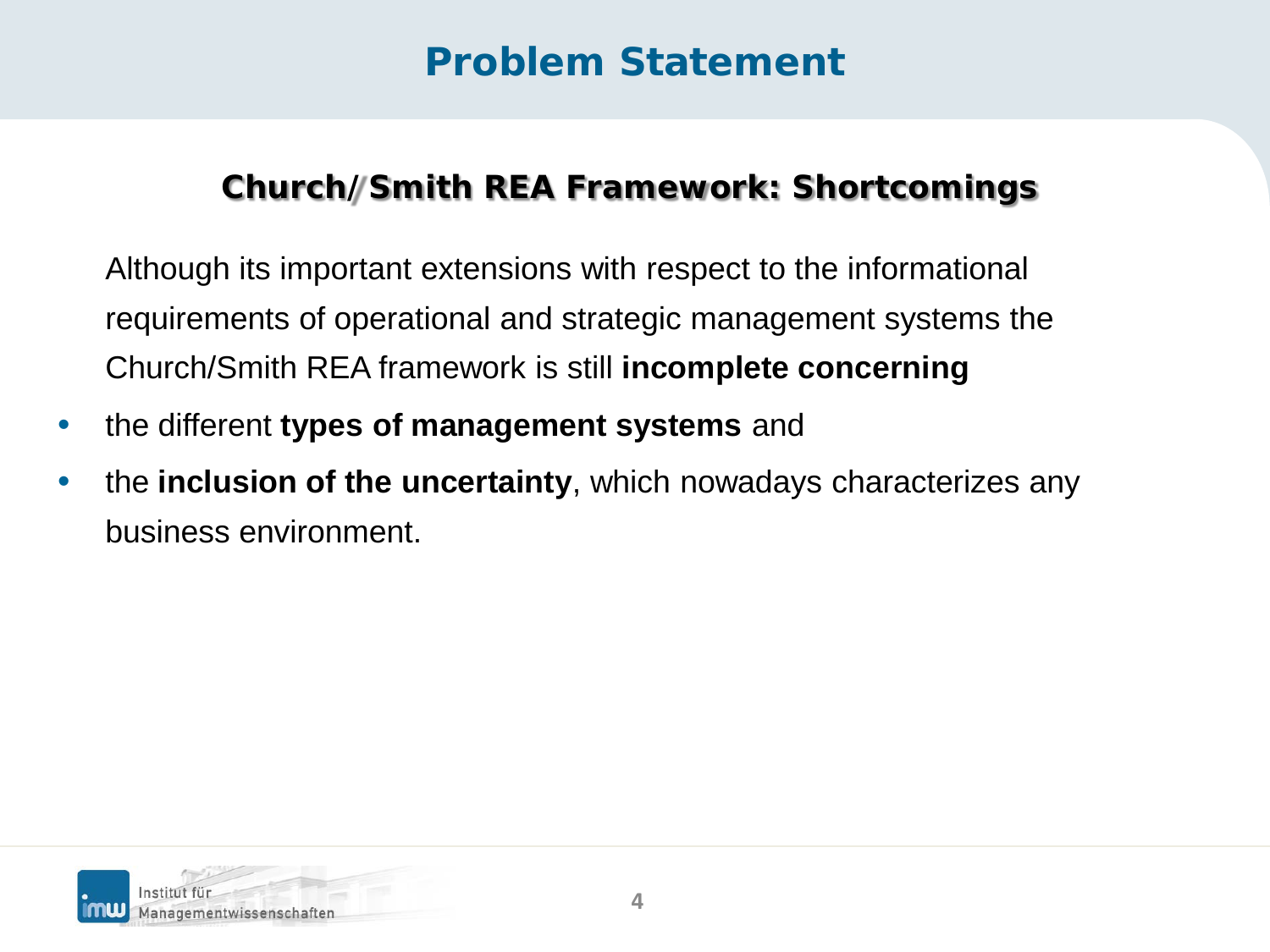# Problem Statement

## Church/Smith REA Framework: Shortcomings

Although its important extensions with respect to the informational requirements of operational and strategic management systems the Church/Smith REA framework is still **incomplete concerning**

- the different **types of management systems** and
- the **inclusion of the uncertainty**, which nowadays characterizes any business environment.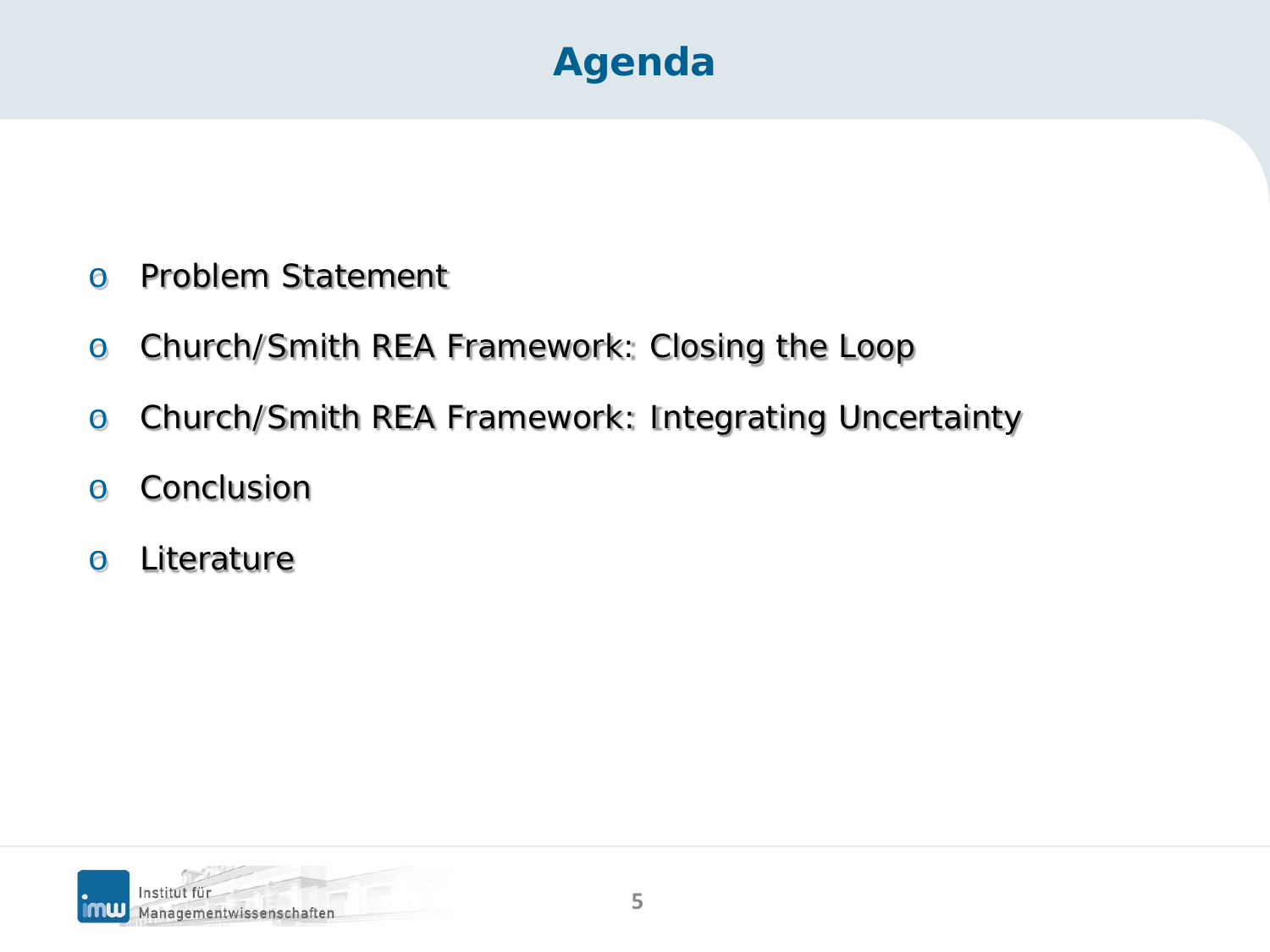# Agenda

- Problem Statement
- Church/Smith REA Framework: Closing the Loop
- Church/Smith REA Framework: Integrating Uncertainty
- Conclusion
- Literature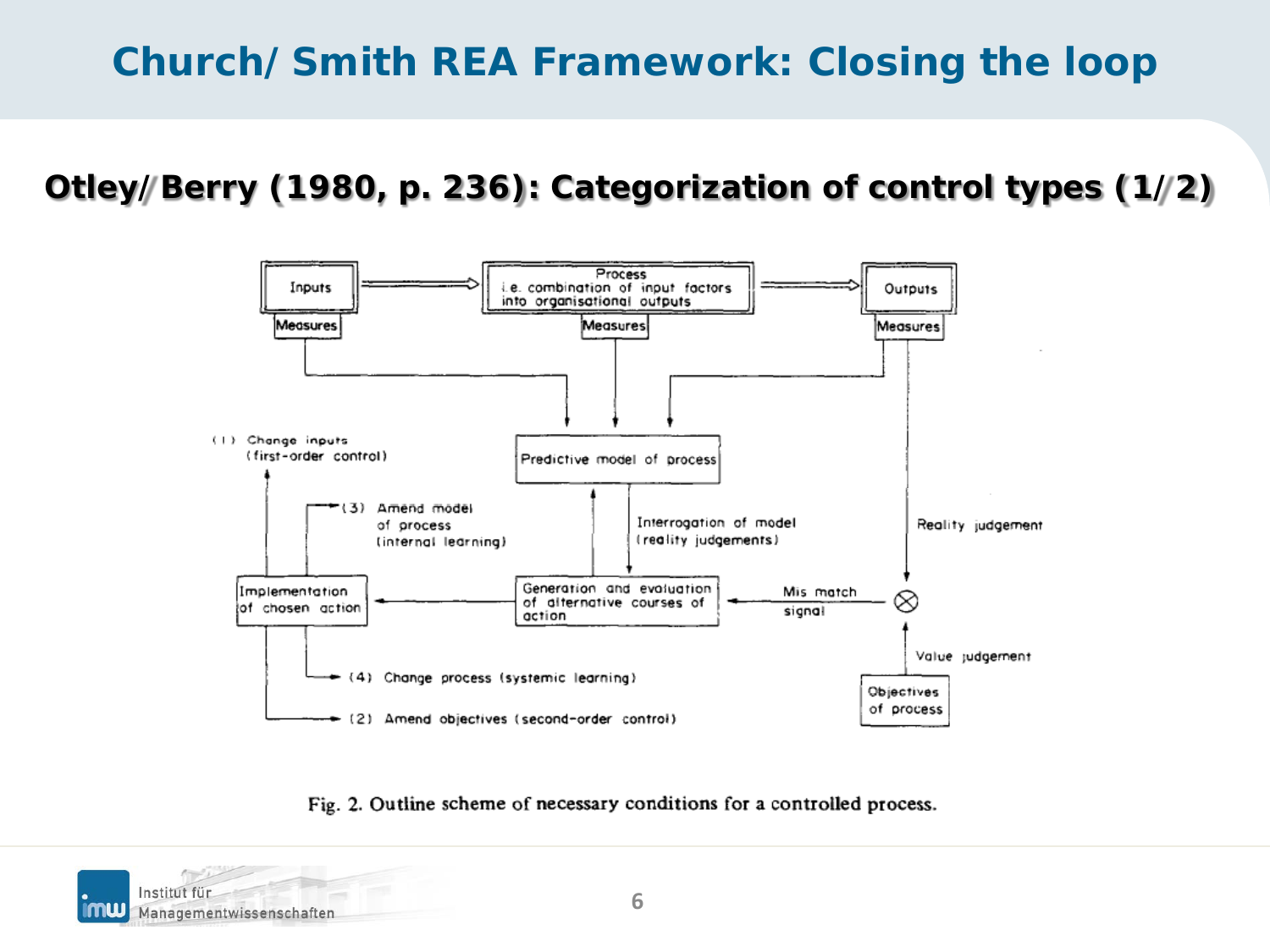# Church/ Smith REA Framework: Closing the loop

## Otley/ Berry (1980, p. 236): Categorization of control types (1/2)

Inputs

Measures

Process
i.e. combination of input factors into organisational outputs

Measures

Outputs

Measures

Predictive model of process

(1) Change inputs (first-order control)

(3) Amend model of process (internal learning)

Interrogation of model (reality judgements)

Reality judgement

Implementation of chosen action

Generation and evaluation of alternative courses of action

Mis match signal

Value judgement

(4) Change process (systemic learning)

(2) Amend objectives (second-order control)

Objectives of process

Fig. 2. Outline scheme of necessary conditions for a controlled process.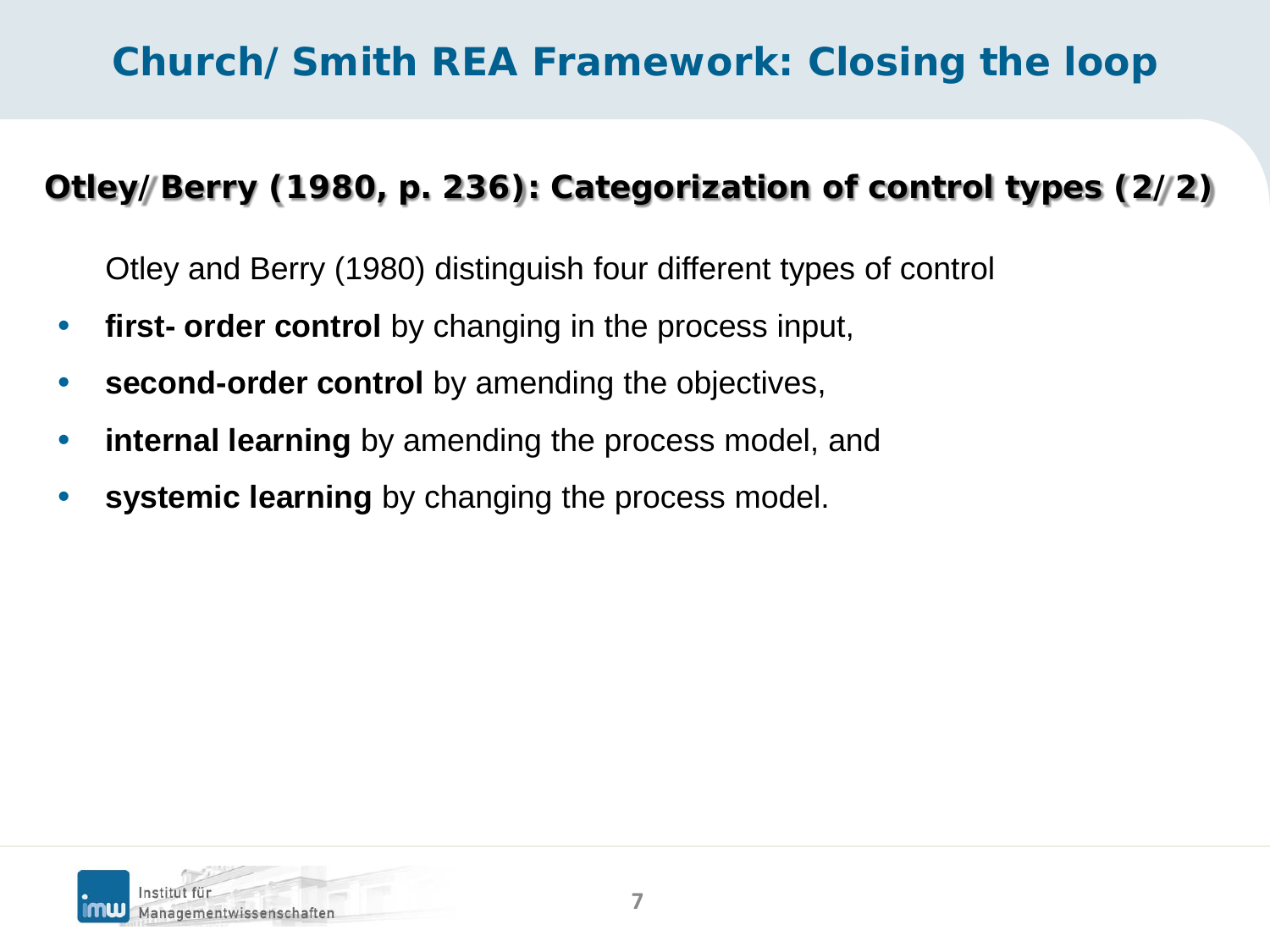# Church/ Smith REA Framework: Closing the loop

## Otley/ Berry (1980, p. 236): Categorization of control types (2/ 2)

Otley and Berry (1980) distinguish four different types of control

- **first- order control** by changing in the process input,
- **second-order control** by amending the objectives,
- **internal learning** by amending the process model, and
- **systemic learning** by changing the process model.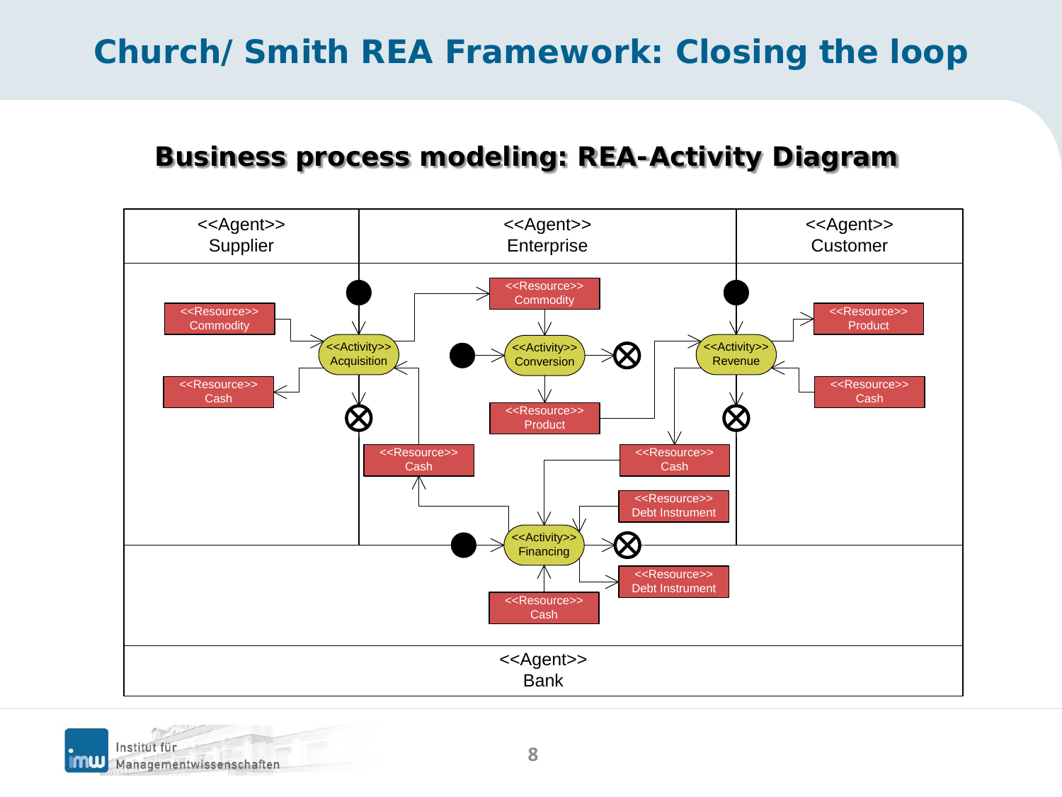# Church/ Smith REA Framework: Closing the loop

## Business process modeling: REA-Activity Diagram

<<Agent>>
Supplier

<<Agent>>
Enterprise

<<Agent>>
Customer

<<Resource>>
Commodity

<<Activity>>
Acquisition

<<Resource>>
Cash

<<Resource>>
Commodity

<<Activity>>
Conversion

<<Resource>>
Product

<<Activity>>
Revenue

<<Resource>>
Product

<<Resource>>
Cash

<<Resource>>
Cash

<<Resource>>
Cash

<<Resource>>
Debt Instrument

<<Activity>>
Financing

<<Resource>>
Debt Instrument

<<Resource>>
Cash

<<Agent>>
Bank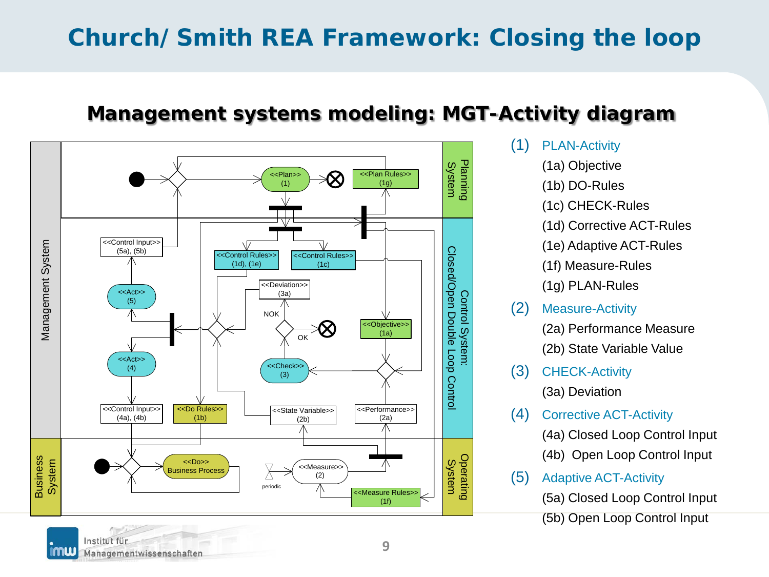# Church/ Smith REA Framework: Closing the loop

## Management systems modeling: MGT-Activity diagram

Management System | Business System | Planning System | Control System: Closed/Open Double Loop Control | Operating System

<<Plan>> (1), <<Plan Rules>> (1g), <<Control Input>> (5a), (5b), <<Control Rules>> (1d), (1e), <<Control Rules>> (1c), <<Deviation>> (3a), NOK, OK, <<Act>> (5), <<Objective>> (1a), <<Act>> (4), <<Check>> (3), <<Control Input>> (4a), (4b), <<Do Rules>> (1b), <<State Variable>> (2b), <<Performance>> (2a), <<Do>> Business Process, <<Measure>> (2), periodic, <<Measure Rules>> (1f)

(1) PLAN-Activity
- (1a) Objective
- (1b) DO-Rules
- (1c) CHECK-Rules
- (1d) Corrective ACT-Rules
- (1e) Adaptive ACT-Rules
- (1f) Measure-Rules
- (1g) PLAN-Rules

(2) Measure-Activity
- (2a) Performance Measure
- (2b) State Variable Value

(3) CHECK-Activity
- (3a) Deviation

(4) Corrective ACT-Activity
- (4a) Closed Loop Control Input
- (4b) Open Loop Control Input

(5) Adaptive ACT-Activity
- (5a) Closed Loop Control Input
- (5b) Open Loop Control Input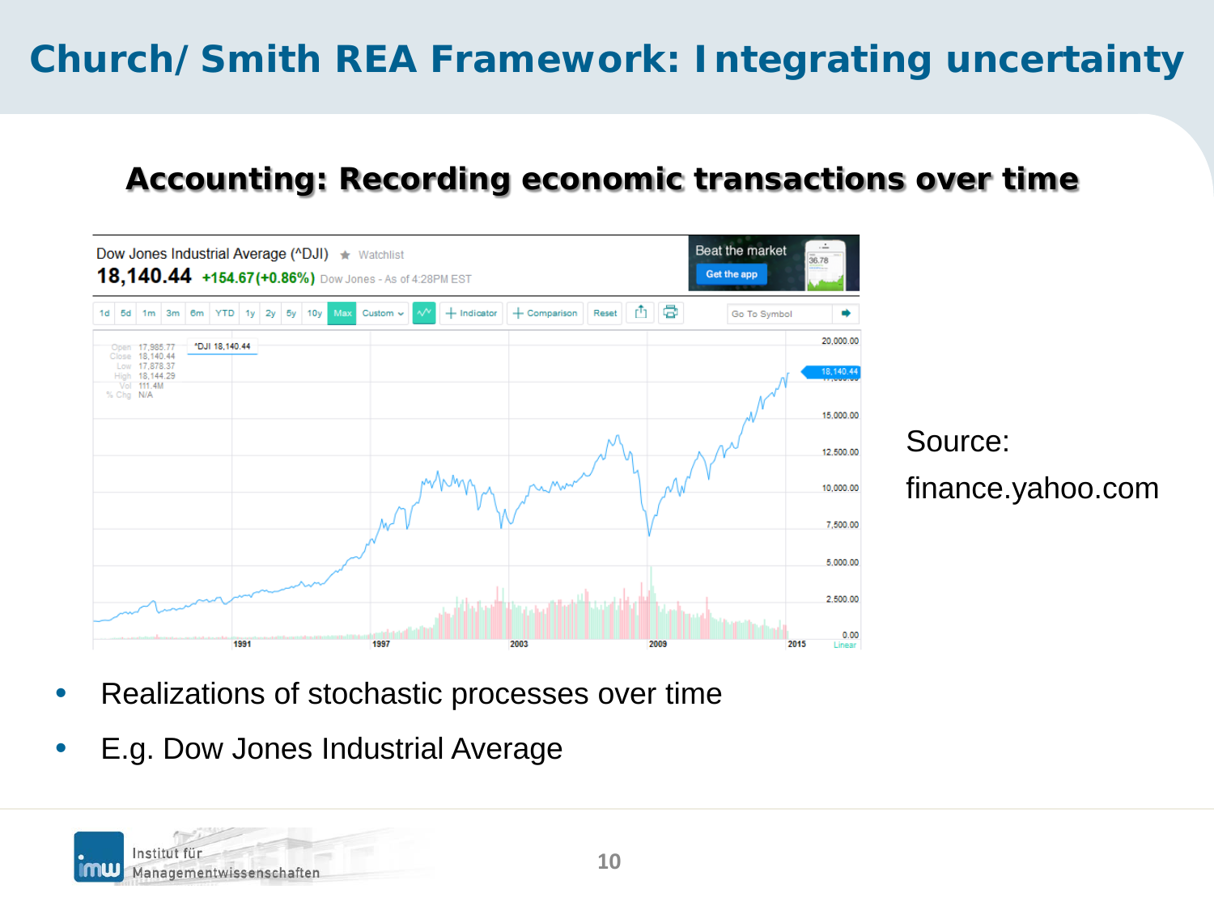# Church/Smith REA Framework: Integrating uncertainty

## Accounting: Recording economic transactions over time

Source: finance.yahoo.com

- Realizations of stochastic processes over time
- E.g. Dow Jones Industrial Average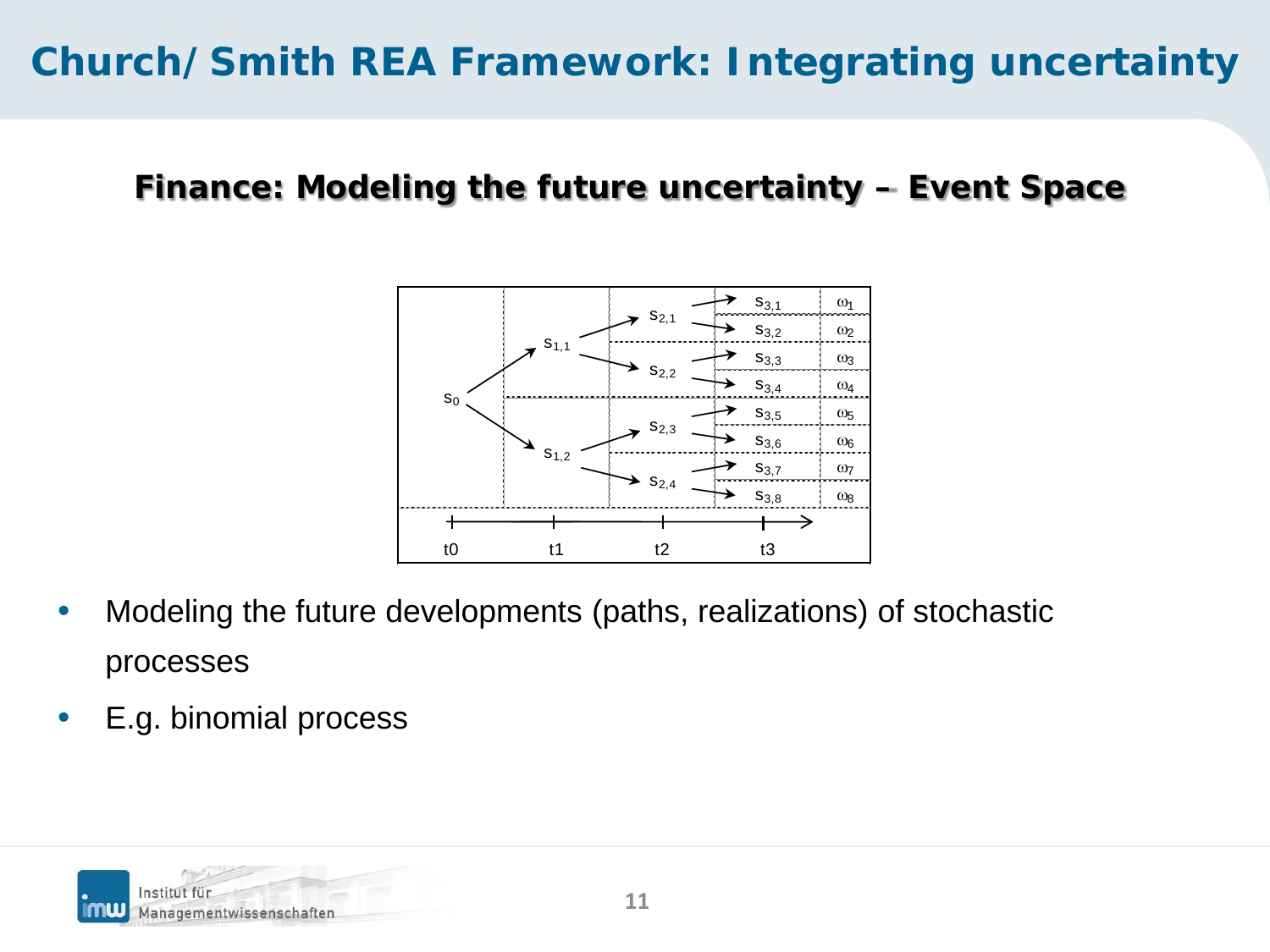# Church/Smith REA Framework: Integrating uncertainty

## Finance: Modeling the future uncertainty – Event Space

- Modeling the future developments (paths, realizations) of stochastic processes
- E.g. binomial process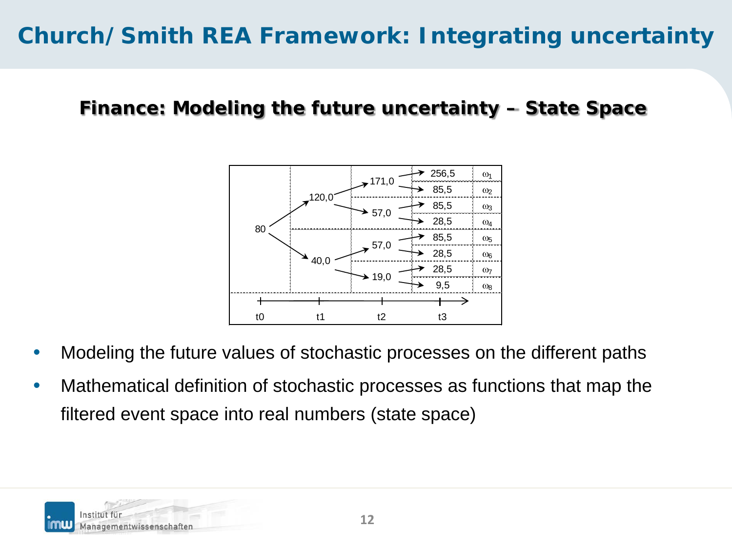# Church/Smith REA Framework: Integrating uncertainty

## Finance: Modeling the future uncertainty – State Space

- Modeling the future values of stochastic processes on the different paths
- Mathematical definition of stochastic processes as functions that map the filtered event space into real numbers (state space)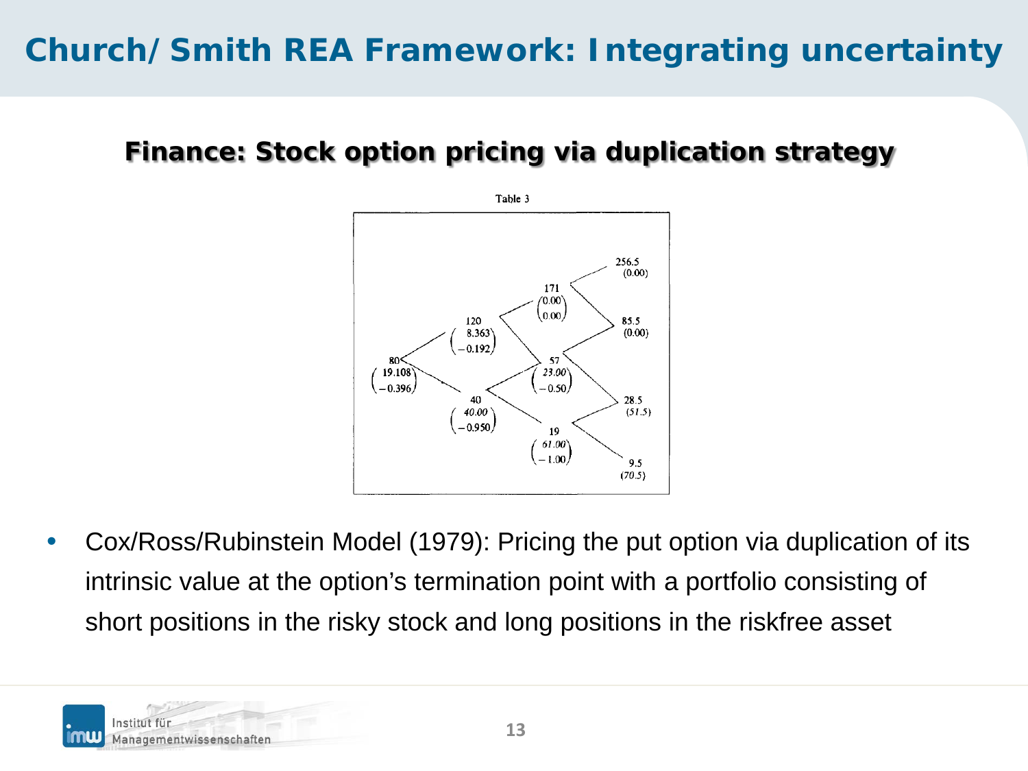# Church/Smith REA Framework: Integrating uncertainty

## Finance: Stock option pricing via duplication strategy

Table 3

| Node | Stock price | Values |
|---|---|---|
| t=0 | 80 | (19.108, −0.396) |
| t=1 up | 120 | (8.363, −0.192) |
| t=1 down | 40 | (*40.00*, −0.950) |
| t=2 up-up | 171 | (0.00, 0.00) |
| t=2 up-down | 57 | (*23.00*, −0.50) |
| t=2 down-down | 19 | (*61.00*, −1.00) |
| t=3 | 256.5 | (0.00) |
| t=3 | 85.5 | (0.00) |
| t=3 | 28.5 | (*51.5*) |
| t=3 | 9.5 | (*70.5*) |

- Cox/Ross/Rubinstein Model (1979): Pricing the put option via duplication of its intrinsic value at the option's termination point with a portfolio consisting of short positions in the risky stock and long positions in the riskfree asset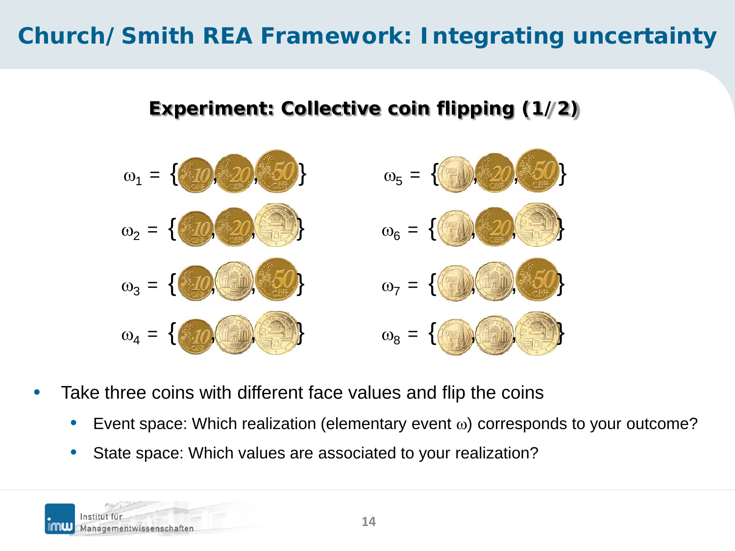# Church/Smith REA Framework: Integrating uncertainty

## Experiment: Collective coin flipping (1/2)

$\omega_1$ = { , , }

$\omega_2$ = { , , }

$\omega_3$ = { , , }

$\omega_4$ = { , , }

$\omega_5$ = { , , }

$\omega_6$ = { , , }

$\omega_7$ = { , , }

$\omega_8$ = { , , }

- Take three coins with different face values and flip the coins
  - Event space: Which realization (elementary event $\omega$) corresponds to your outcome?
  - State space: Which values are associated to your realization?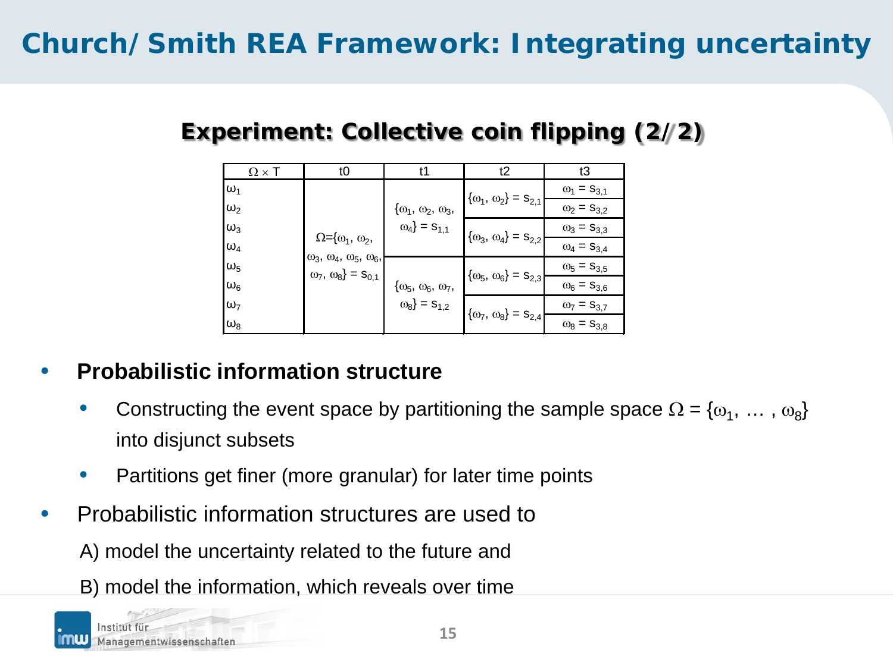# Church/Smith REA Framework: Integrating uncertainty

## Experiment: Collective coin flipping (2/2)

| $\Omega \times T$ | t0 | t1 | t2 | t3 |
|---|---|---|---|---|
| $\omega_1$ | $\Omega=\{\omega_1, \omega_2, \omega_3, \omega_4, \omega_5, \omega_6, \omega_7, \omega_8\} = s_{0,1}$ | $\{\omega_1, \omega_2, \omega_3, \omega_4\} = s_{1,1}$ | $\{\omega_1, \omega_2\} = s_{2,1}$ | $\omega_1 = s_{3,1}$ |
| $\omega_2$ | | | | $\omega_2 = s_{3,2}$ |
| $\omega_3$ | | | $\{\omega_3, \omega_4\} = s_{2,2}$ | $\omega_3 = s_{3,3}$ |
| $\omega_4$ | | | | $\omega_4 = s_{3,4}$ |
| $\omega_5$ | | $\{\omega_5, \omega_6, \omega_7, \omega_8\} = s_{1,2}$ | $\{\omega_5, \omega_6\} = s_{2,3}$ | $\omega_5 = s_{3,5}$ |
| $\omega_6$ | | | | $\omega_6 = s_{3,6}$ |
| $\omega_7$ | | | $\{\omega_7, \omega_8\} = s_{2,4}$ | $\omega_7 = s_{3,7}$ |
| $\omega_8$ | | | | $\omega_8 = s_{3,8}$ |

- **Probabilistic information structure**
  - Constructing the event space by partitioning the sample space $\Omega = \{\omega_1, \dots, \omega_8\}$ into disjunct subsets
  - Partitions get finer (more granular) for later time points
- Probabilistic information structures are used to

  A) model the uncertainty related to the future and

  B) model the information, which reveals over time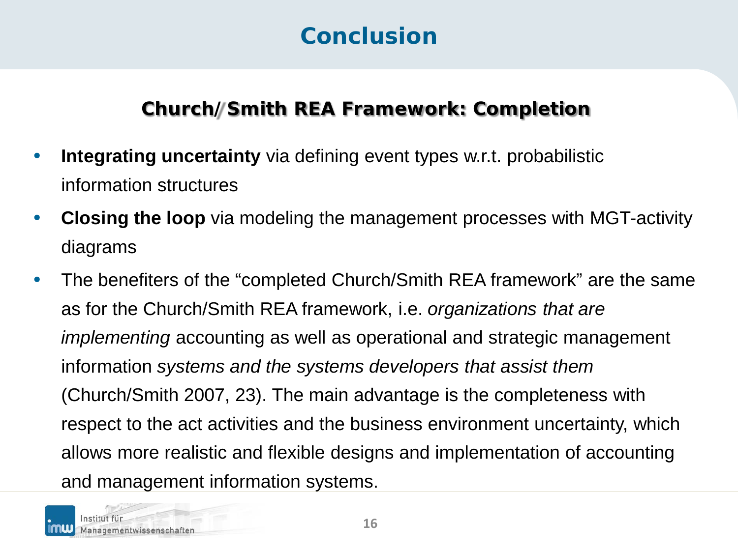# Conclusion

## Church/Smith REA Framework: Completion

- **Integrating uncertainty** via defining event types w.r.t. probabilistic information structures
- **Closing the loop** via modeling the management processes with MGT-activity diagrams
- The benefiters of the "completed Church/Smith REA framework" are the same as for the Church/Smith REA framework, i.e. *organizations that are implementing* accounting as well as operational and strategic management information *systems and the systems developers that assist them* (Church/Smith 2007, 23). The main advantage is the completeness with respect to the act activities and the business environment uncertainty, which allows more realistic and flexible designs and implementation of accounting and management information systems.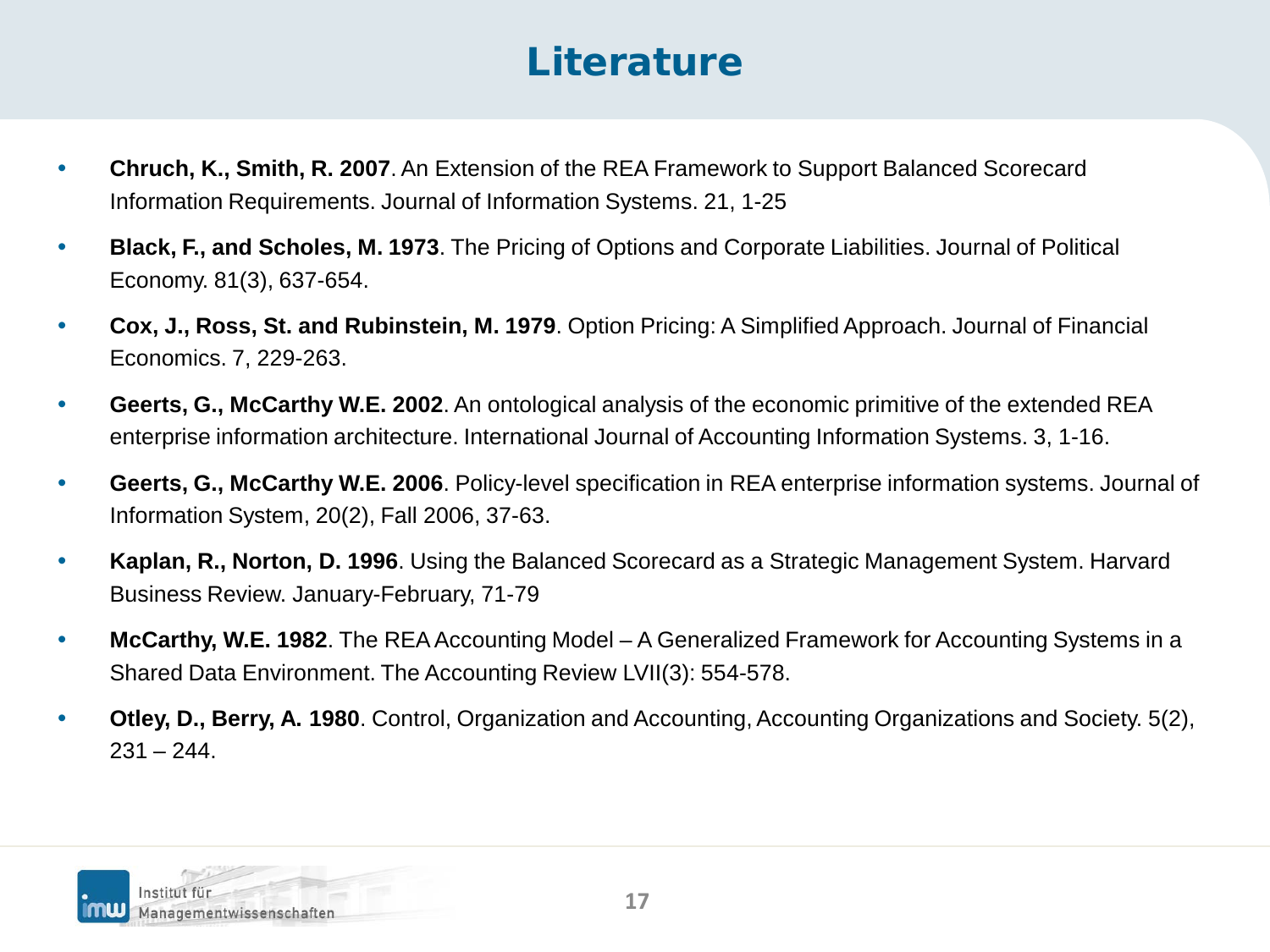# Literature

- **Chruch, K., Smith, R. 2007**. An Extension of the REA Framework to Support Balanced Scorecard Information Requirements. Journal of Information Systems. 21, 1-25
- **Black, F., and Scholes, M. 1973**. The Pricing of Options and Corporate Liabilities. Journal of Political Economy. 81(3), 637-654.
- **Cox, J., Ross, St. and Rubinstein, M. 1979**. Option Pricing: A Simplified Approach. Journal of Financial Economics. 7, 229-263.
- **Geerts, G., McCarthy W.E. 2002**. An ontological analysis of the economic primitive of the extended REA enterprise information architecture. International Journal of Accounting Information Systems. 3, 1-16.
- **Geerts, G., McCarthy W.E. 2006**. Policy-level specification in REA enterprise information systems. Journal of Information System, 20(2), Fall 2006, 37-63.
- **Kaplan, R., Norton, D. 1996**. Using the Balanced Scorecard as a Strategic Management System. Harvard Business Review. January-February, 71-79
- **McCarthy, W.E. 1982**. The REA Accounting Model – A Generalized Framework for Accounting Systems in a Shared Data Environment. The Accounting Review LVII(3): 554-578.
- **Otley, D., Berry, A. 1980**. Control, Organization and Accounting, Accounting Organizations and Society. 5(2), 231 – 244.